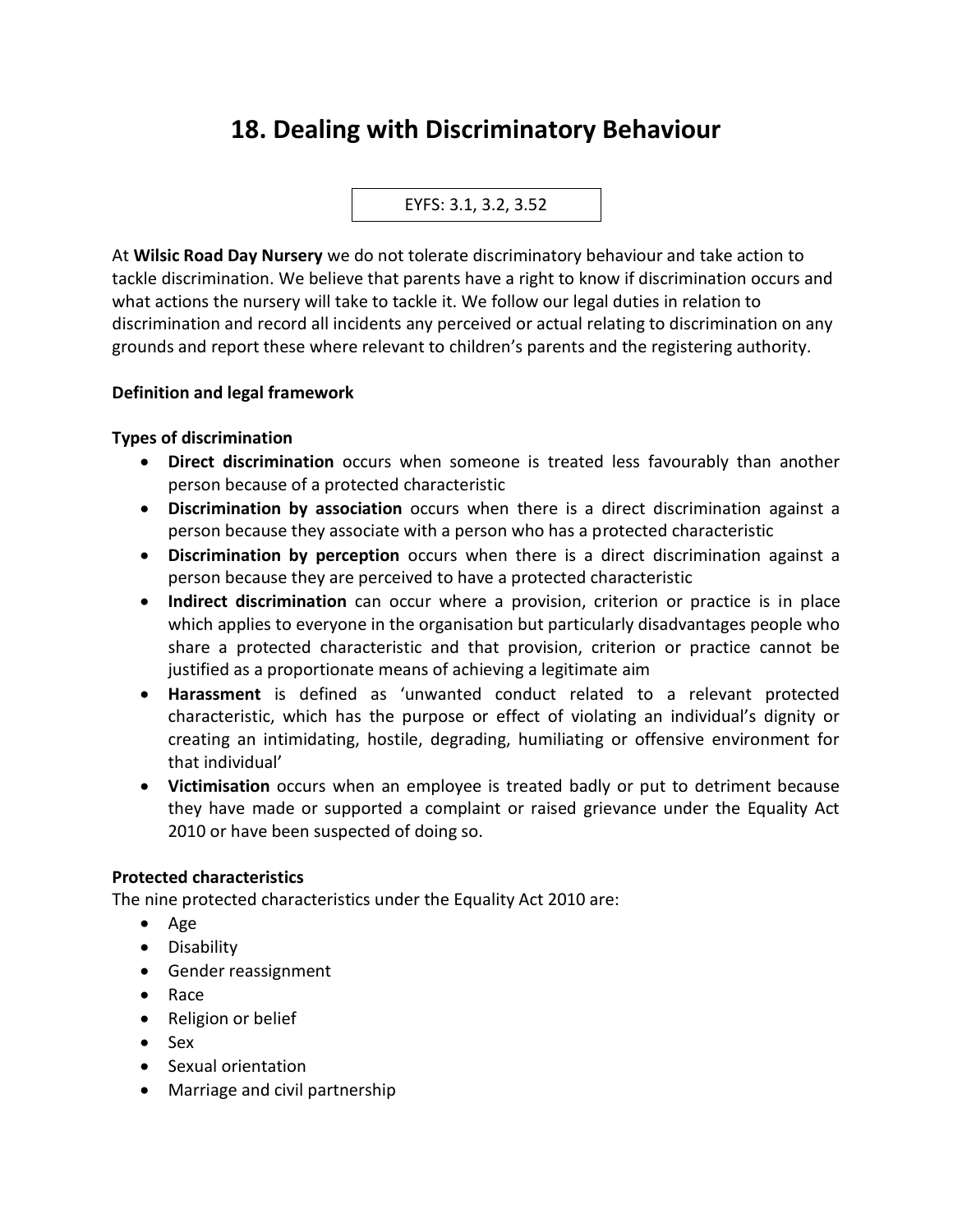# 18. Dealing with Discriminatory Behaviour

EYFS: 3.1, 3.2, 3.52

At **Wilsic Road Day Nursery** we do not tolerate discriminatory behaviour and take action to tackle discrimination. We believe that parents have a right to know if discrimination occurs and what actions the nursery will take to tackle it. We follow our legal duties in relation to discrimination and record all incidents any perceived or actual relating to discrimination on any grounds and report these where relevant to children's parents and the registering authority.

**Definition and legal framework**

**Types of discrimination**

- **Direct discrimination** occurs when someone is treated less favourably than another person because of a protected characteristic
- **Discrimination by association** occurs when there is a direct discrimination against a person because they associate with a person who has a protected characteristic
- **Discrimination by perception** occurs when there is a direct discrimination against a person because they are perceived to have a protected characteristic
- **Indirect discrimination** can occur where a provision, criterion or practice is in place which applies to everyone in the organisation but particularly disadvantages people who share a protected characteristic and that provision, criterion or practice cannot be justified as a proportionate means of achieving a legitimate aim
- **Harassment** is defined as 'unwanted conduct related to a relevant protected characteristic, which has the purpose or effect of violating an individual's dignity or creating an intimidating, hostile, degrading, humiliating or offensive environment for that individual'
- **Victimisation** occurs when an employee is treated badly or put to detriment because they have made or supported a complaint or raised grievance under the Equality Act 2010 or have been suspected of doing so.

**Protected characteristics**

The nine protected characteristics under the Equality Act 2010 are:

- Age
- Disability
- Gender reassignment
- Race
- Religion or belief
- Sex
- Sexual orientation
- Marriage and civil partnership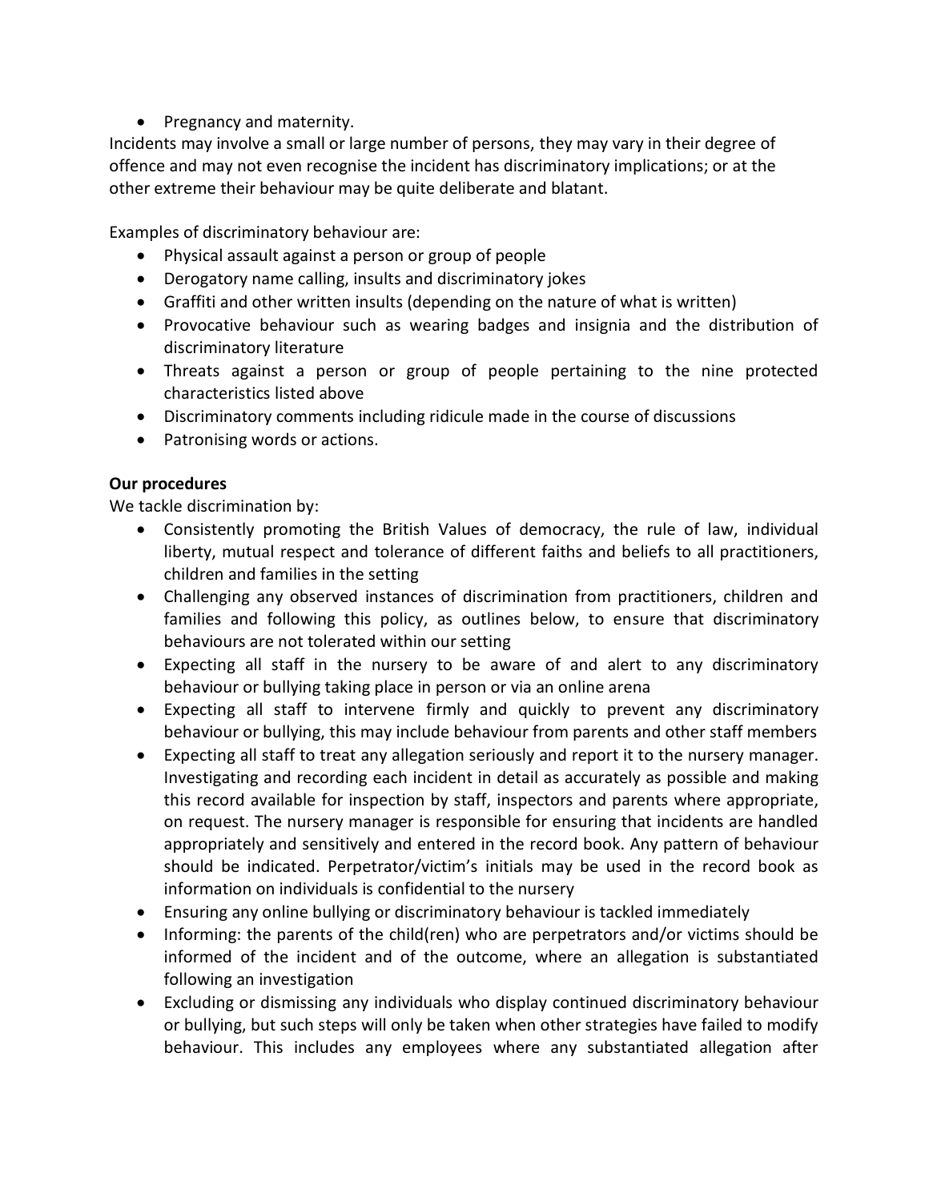- Pregnancy and maternity.

Incidents may involve a small or large number of persons, they may vary in their degree of offence and may not even recognise the incident has discriminatory implications; or at the other extreme their behaviour may be quite deliberate and blatant.

Examples of discriminatory behaviour are:

- Physical assault against a person or group of people
- Derogatory name calling, insults and discriminatory jokes
- Graffiti and other written insults (depending on the nature of what is written)
- Provocative behaviour such as wearing badges and insignia and the distribution of discriminatory literature
- Threats against a person or group of people pertaining to the nine protected characteristics listed above
- Discriminatory comments including ridicule made in the course of discussions
- Patronising words or actions.

**Our procedures**

We tackle discrimination by:

- Consistently promoting the British Values of democracy, the rule of law, individual liberty, mutual respect and tolerance of different faiths and beliefs to all practitioners, children and families in the setting
- Challenging any observed instances of discrimination from practitioners, children and families and following this policy, as outlines below, to ensure that discriminatory behaviours are not tolerated within our setting
- Expecting all staff in the nursery to be aware of and alert to any discriminatory behaviour or bullying taking place in person or via an online arena
- Expecting all staff to intervene firmly and quickly to prevent any discriminatory behaviour or bullying, this may include behaviour from parents and other staff members
- Expecting all staff to treat any allegation seriously and report it to the nursery manager. Investigating and recording each incident in detail as accurately as possible and making this record available for inspection by staff, inspectors and parents where appropriate, on request. The nursery manager is responsible for ensuring that incidents are handled appropriately and sensitively and entered in the record book. Any pattern of behaviour should be indicated. Perpetrator/victim's initials may be used in the record book as information on individuals is confidential to the nursery
- Ensuring any online bullying or discriminatory behaviour is tackled immediately
- Informing: the parents of the child(ren) who are perpetrators and/or victims should be informed of the incident and of the outcome, where an allegation is substantiated following an investigation
- Excluding or dismissing any individuals who display continued discriminatory behaviour or bullying, but such steps will only be taken when other strategies have failed to modify behaviour. This includes any employees where any substantiated allegation after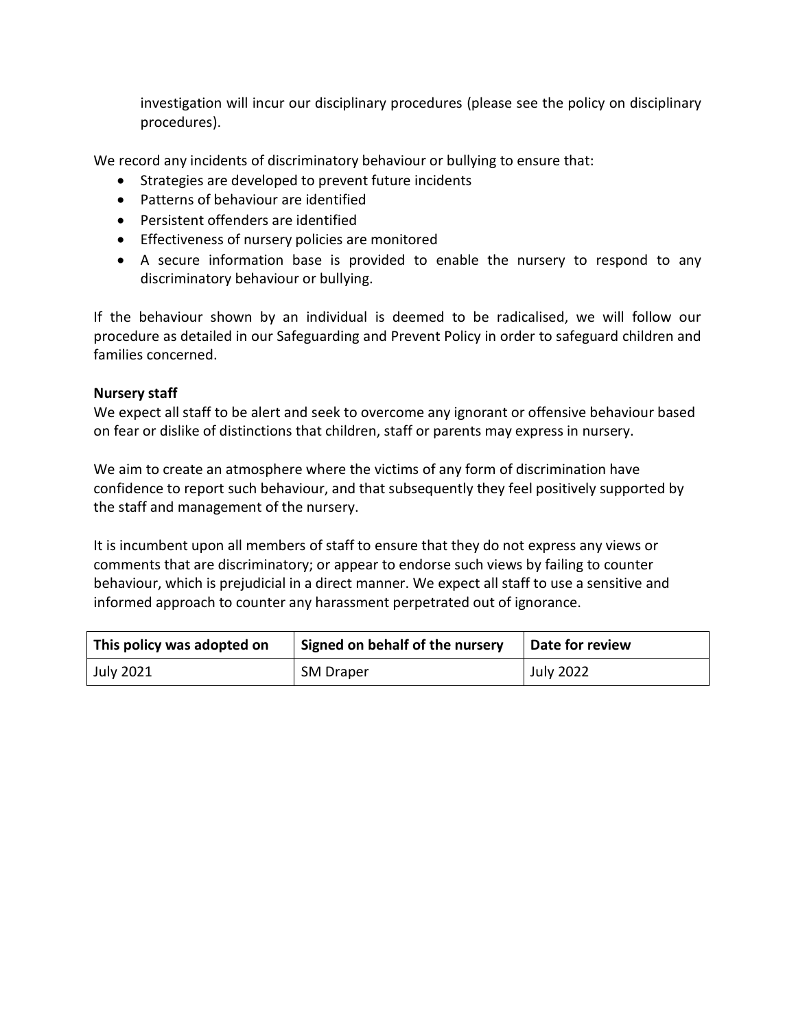investigation will incur our disciplinary procedures (please see the policy on disciplinary procedures).

We record any incidents of discriminatory behaviour or bullying to ensure that:

- Strategies are developed to prevent future incidents
- Patterns of behaviour are identified
- Persistent offenders are identified
- Effectiveness of nursery policies are monitored
- A secure information base is provided to enable the nursery to respond to any discriminatory behaviour or bullying.

If the behaviour shown by an individual is deemed to be radicalised, we will follow our procedure as detailed in our Safeguarding and Prevent Policy in order to safeguard children and families concerned.

**Nursery staff**

We expect all staff to be alert and seek to overcome any ignorant or offensive behaviour based on fear or dislike of distinctions that children, staff or parents may express in nursery.

We aim to create an atmosphere where the victims of any form of discrimination have confidence to report such behaviour, and that subsequently they feel positively supported by the staff and management of the nursery.

It is incumbent upon all members of staff to ensure that they do not express any views or comments that are discriminatory; or appear to endorse such views by failing to counter behaviour, which is prejudicial in a direct manner. We expect all staff to use a sensitive and informed approach to counter any harassment perpetrated out of ignorance.

| This policy was adopted on | Signed on behalf of the nursery | Date for review |
| --- | --- | --- |
| July 2021 | SM Draper | July 2022 |